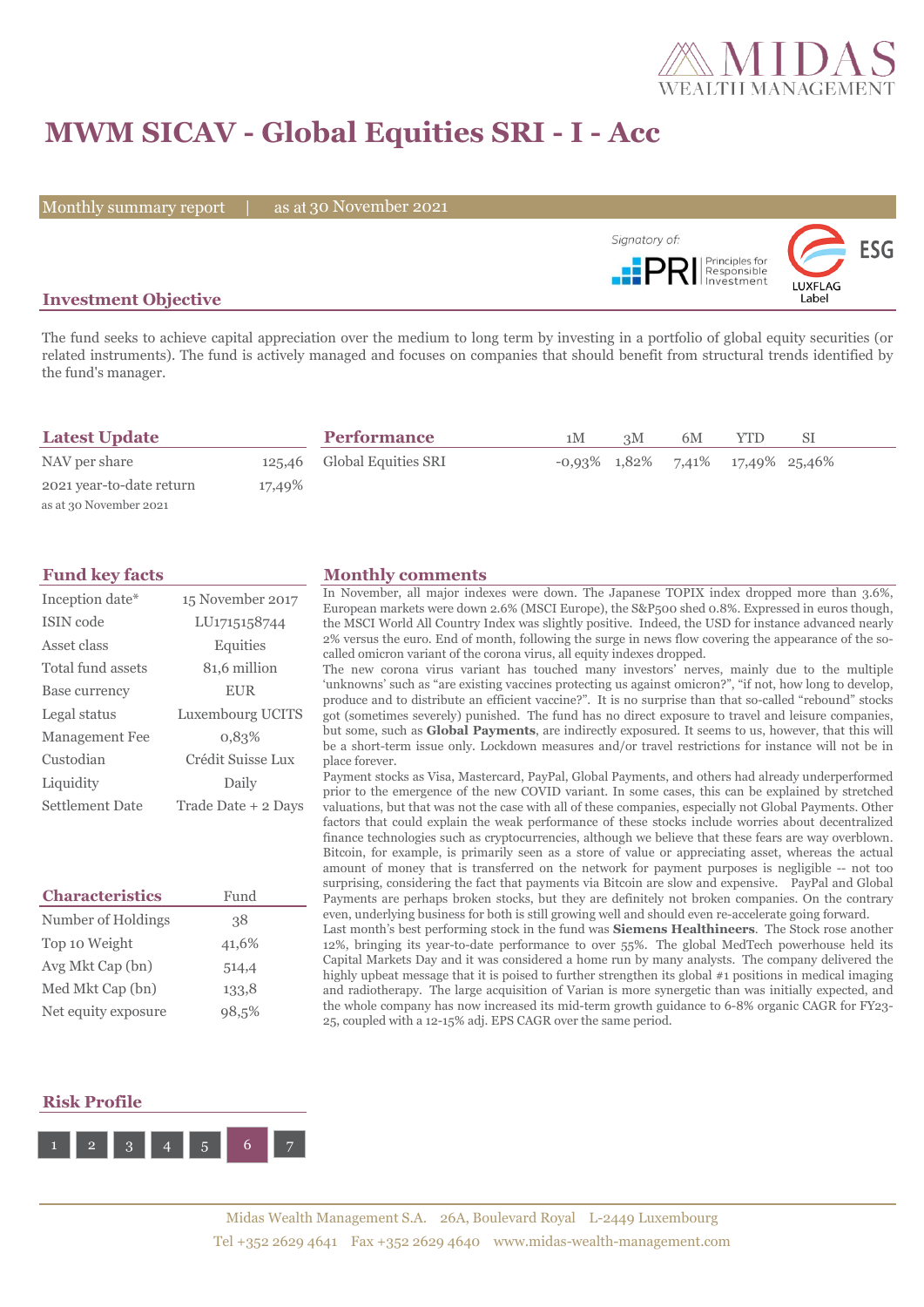# MWM SICAV - Global Equities SRI - I - Acc

Monthly summary report | as at 30 November 2021

Signatory of: PRI Principles for Responsible Investment

ESG LUXFLAG Label

## Investment Objective

The fund seeks to achieve capital appreciation over the medium to long term by investing in a portfolio of global equity securities (or related instruments). The fund is actively managed and focuses on companies that should benefit from structural trends identified by the fund's manager.

## Latest Update

| | |
|---|---|
| NAV per share | 125,46 |
| 2021 year-to-date return | 17,49% |

as at 30 November 2021

## Performance

| | 1M | 3M | 6M | YTD | SI |
|---|---|---|---|---|---|
| Global Equities SRI | -0,93% | 1,82% | 7,41% | 17,49% | 25,46% |

## Fund key facts

| | |
|---|---|
| Inception date* | 15 November 2017 |
| ISIN code | LU1715158744 |
| Asset class | Equities |
| Total fund assets | 81,6 million |
| Base currency | EUR |
| Legal status | Luxembourg UCITS |
| Management Fee | 0,83% |
| Custodian | Crédit Suisse Lux |
| Liquidity | Daily |
| Settlement Date | Trade Date + 2 Days |

## Characteristics

| Characteristics | Fund |
|---|---|
| Number of Holdings | 38 |
| Top 10 Weight | 41,6% |
| Avg Mkt Cap (bn) | 514,4 |
| Med Mkt Cap (bn) | 133,8 |
| Net equity exposure | 98,5% |

## Risk Profile

1 2 3 4 5 **6** 7

## Monthly comments

In November, all major indexes were down. The Japanese TOPIX index dropped more than 3.6%, European markets were down 2.6% (MSCI Europe), the S&P500 shed 0.8%. Expressed in euros though, the MSCI World All Country Index was slightly positive. Indeed, the USD for instance advanced nearly 2% versus the euro. End of month, following the surge in news flow covering the appearance of the so-called omicron variant of the corona virus, all equity indexes dropped.

The new corona virus variant has touched many investors' nerves, mainly due to the multiple 'unknowns' such as "are existing vaccines protecting us against omicron?", "if not, how long to develop, produce and to distribute an efficient vaccine?". It is no surprise than that so-called "rebound" stocks got (sometimes severely) punished. The fund has no direct exposure to travel and leisure companies, but some, such as **Global Payments**, are indirectly exposed. It seems to us, however, that this will be a short-term issue only. Lockdown measures and/or travel restrictions for instance will not be in place forever.

Payment stocks as Visa, Mastercard, PayPal, Global Payments, and others had already underperformed prior to the emergence of the new COVID variant. In some cases, this can be explained by stretched valuations, but that was not the case with all of these companies, especially not Global Payments. Other factors that could explain the weak performance of these stocks include worries about decentralized finance technologies such as cryptocurrencies, although we believe that these fears are way overblown. Bitcoin, for example, is primarily seen as a store of value or appreciating asset, whereas the actual amount of money that is transferred on the network for payment purposes is negligible -- not too surprising, considering the fact that payments via Bitcoin are slow and expensive. PayPal and Global Payments are perhaps broken stocks, but they are definitely not broken companies. On the contrary even, underlying business for both is still growing well and should even re-accelerate going forward.

Last month's best performing stock in the fund was **Siemens Healthineers**. The Stock rose another 12%, bringing its year-to-date performance to over 55%. The global MedTech powerhouse held its Capital Markets Day and it was considered a home run by many analysts. The company delivered the highly upbeat message that it is poised to further strengthen its global #1 positions in medical imaging and radiotherapy. The large acquisition of Varian is more synergetic than was initially expected, and the whole company has now increased its mid-term growth guidance to 6-8% organic CAGR for FY23-25, coupled with a 12-15% adj. EPS CAGR over the same period.

Midas Wealth Management S.A. 26A, Boulevard Royal L-2449 Luxembourg
Tel +352 2629 4641 Fax +352 2629 4640 www.midas-wealth-management.com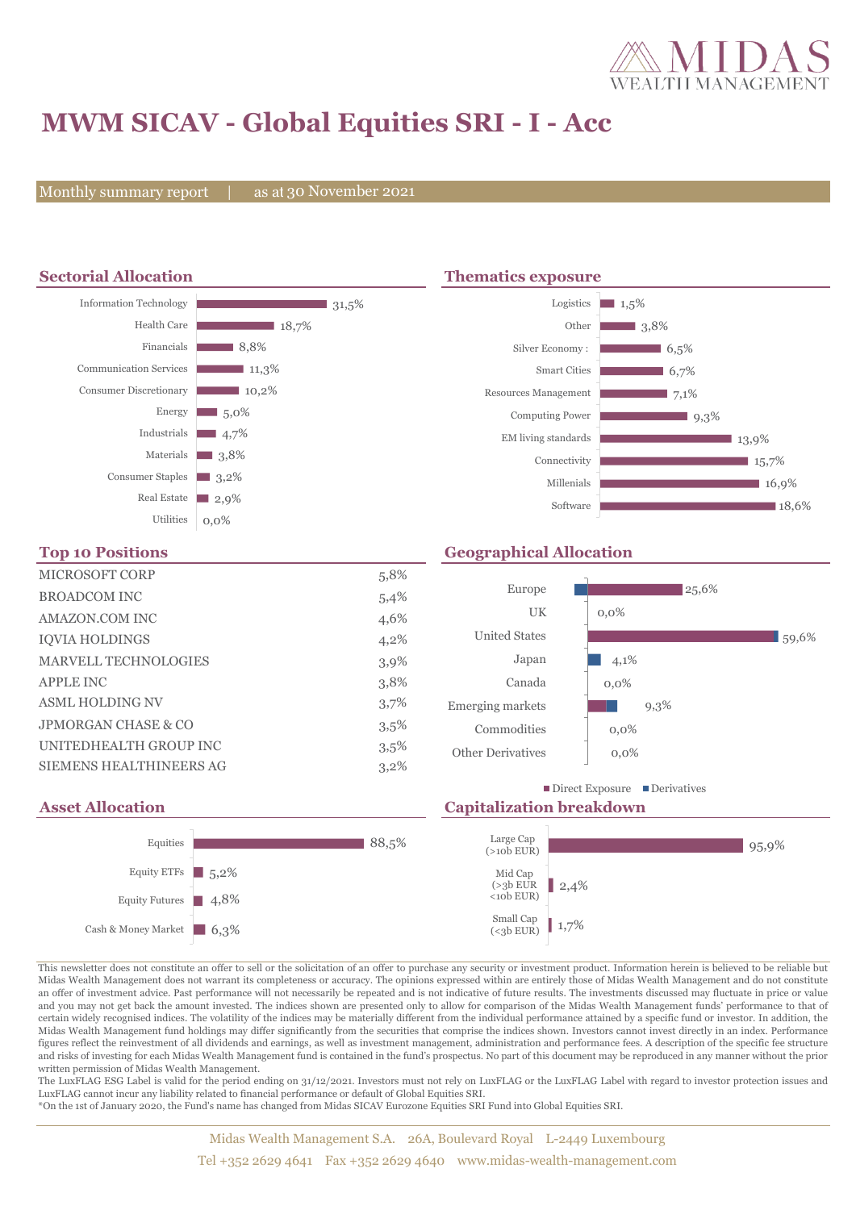# MWM SICAV - Global Equities SRI - I - Acc

Monthly summary report | as at 30 November 2021

## Sectorial Allocation

Information Technology 31,5%
Health Care 18,7%
Financials 8,8%
Communication Services 11,3%
Consumer Discretionary 10,2%
Energy 5,0%
Industrials 4,7%
Materials 3,8%
Consumer Staples 3,2%
Real Estate 2,9%
Utilities 0,0%

## Thematics exposure

Logistics 1,5%
Other 3,8%
Silver Economy : 6,5%
Smart Cities 6,7%
Resources Management 7,1%
Computing Power 9,3%
EM living standards 13,9%
Connectivity 15,7%
Millenials 16,9%
Software 18,6%

## Top 10 Positions

| | |
|---|---|
| MICROSOFT CORP | 5,8% |
| BROADCOM INC | 5,4% |
| AMAZON.COM INC | 4,6% |
| IQVIA HOLDINGS | 4,2% |
| MARVELL TECHNOLOGIES | 3,9% |
| APPLE INC | 3,8% |
| ASML HOLDING NV | 3,7% |
| JPMORGAN CHASE & CO | 3,5% |
| UNITEDHEALTH GROUP INC | 3,5% |
| SIEMENS HEALTHINEERS AG | 3,2% |

## Geographical Allocation

Europe 25,6%
UK 0,0%
United States 59,6%
Japan 4,1%
Canada 0,0%
Emerging markets 9,3%
Commodities 0,0%
Other Derivatives 0,0%

Direct Exposure ■ Derivatives

## Asset Allocation

Equities 88,5%
Equity ETFs 5,2%
Equity Futures 4,8%
Cash & Money Market 6,3%

## Capitalization breakdown

Large Cap (>10b EUR) 95,9%
Mid Cap (>3b EUR <10b EUR) 2,4%
Small Cap (<3b EUR) 1,7%

This newsletter does not constitute an offer to sell or the solicitation of an offer to purchase any security or investment product. Information herein is believed to be reliable but Midas Wealth Management does not warrant its completeness or accuracy. The opinions expressed within are entirely those of Midas Wealth Management and do not constitute an offer of investment advice. Past performance will not necessarily be repeated and is not indicative of future results. The investments discussed may fluctuate in price or value and you may not get back the amount invested. The indices shown are presented only to allow for comparison of the Midas Wealth Management funds' performance to that of certain widely recognised indices. The volatility of the indices may be materially different from the individual performance attained by a specific fund or investor. In addition, the Midas Wealth Management fund holdings may differ significantly from the securities that comprise the indices shown. Investors cannot invest directly in an index. Performance figures reflect the reinvestment of all dividends and earnings, as well as investment management, administration and performance fees. A description of the specific fee structure and risks of investing for each Midas Wealth Management fund is contained in the fund's prospectus. No part of this document may be reproduced in any manner without the prior written permission of Midas Wealth Management.

The LuxFLAG ESG Label is valid for the period ending on 31/12/2021. Investors must not rely on LuxFLAG or the LuxFLAG Label with regard to investor protection issues and LuxFLAG cannot incur any liability related to financial performance or default of Global Equities SRI.

*On the 1st of January 2020, the Fund's name has changed from Midas SICAV Eurozone Equities SRI Fund into Global Equities SRI.

Midas Wealth Management S.A. 26A, Boulevard Royal L-2449 Luxembourg
Tel +352 2629 4641 Fax +352 2629 4640 www.midas-wealth-management.com